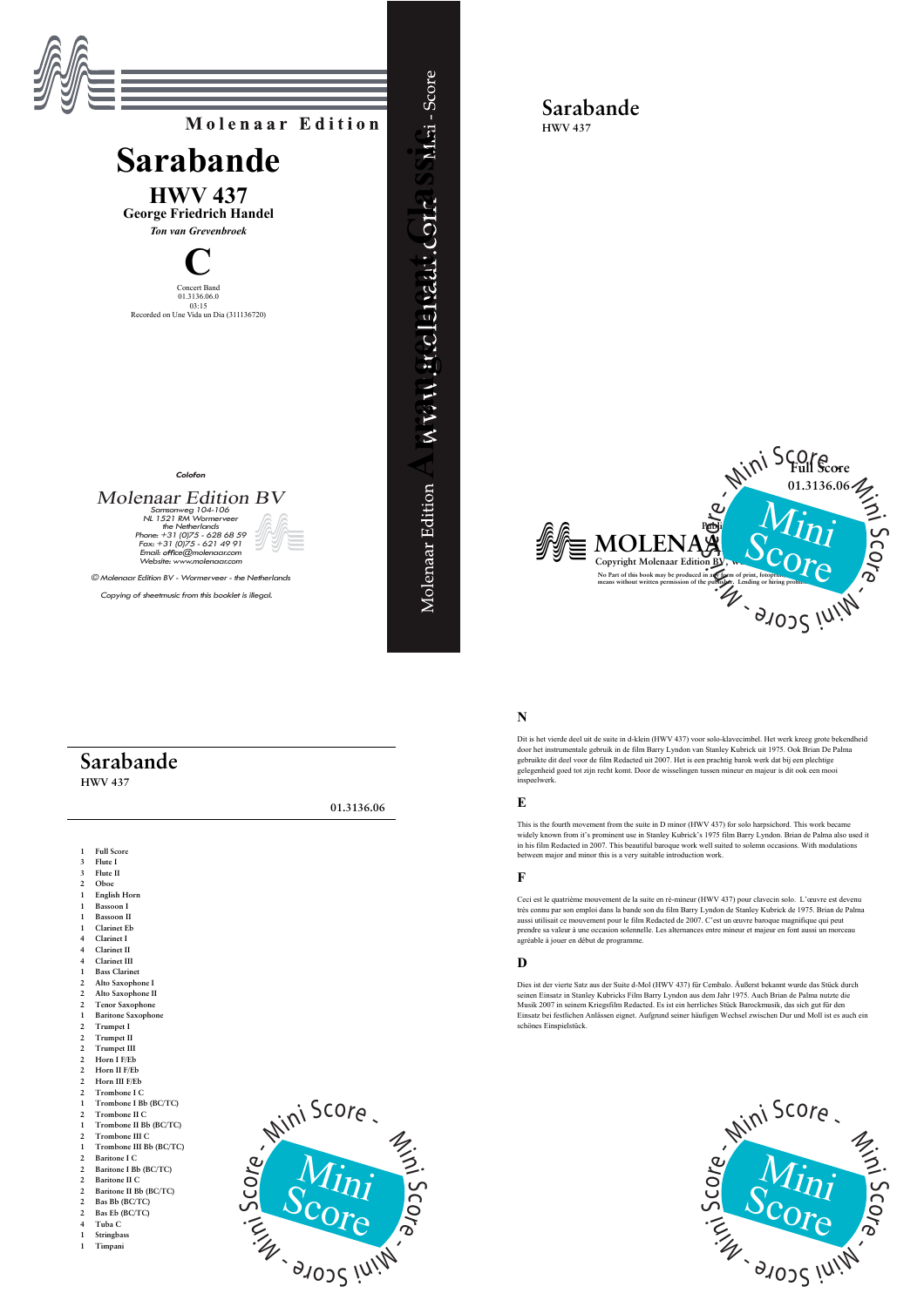Molenaar Edition

# Sarabande

## HWV 437

**George Friedrich Handel**

*Ton van Grevenbroek*

**C**

Concert Band
01.3136.06.0
03:15
Recorded on Une Vida un Dia (311136720)

*Colofon*

*Molenaar Edition BV*
*Samsonweg 104-106*
*NL 1521 RM Wormerveer*
*the Netherlands*
*Phone: +31 (0)75 - 628 68 59*
*Fax: +31 (0)75 - 621 49 91*
*Email: office@molenaar.com*
*Website: www.molenaar.com*

*© Molenaar Edition BV - Wormerveer - the Netherlands*

*Copying of sheetmusic from this booklet is illegal.*

Molenaar Edition Arrangement Classic www.molenaar.com Mini - Score

# Sarabande

HWV 437

Full Score
01.3136.06

MOLENAAR
Copyright Molenaar Edition BV, W...

No Part of this book may be produced in any form of print, fotoprin... means without written permission of the publisher. Lending or hiring prohib...

Mini Score

# Sarabande

HWV 437

01.3136.06

- 1 Full Score
- 3 Flute I
- 3 Flute II
- 2 Oboe
- 1 English Horn
- 1 Bassoon I
- 1 Bassoon II
- 1 Clarinet Eb
- 4 Clarinet I
- 4 Clarinet II
- 4 Clarinet III
- 1 Bass Clarinet
- 2 Alto Saxophone I
- 2 Alto Saxophone II
- 2 Tenor Saxophone
- 1 Baritone Saxophone
- 2 Trumpet I
- 2 Trumpet II
- 2 Trumpet III
- 2 Horn I F/Eb
- 2 Horn II F/Eb
- 2 Horn III F/Eb
- 2 Trombone I C
- 1 Trombone I Bb (BC/TC)
- 2 Trombone II C
- 1 Trombone II Bb (BC/TC)
- 2 Trombone III C
- 1 Trombone III Bb (BC/TC)
- 2 Baritone I C
- 2 Baritone I Bb (BC/TC)
- 2 Baritone II C
- 2 Baritone II Bb (BC/TC)
- 2 Bas Bb (BC/TC)
- 2 Bas Eb (BC/TC)
- 4 Tuba C
- 1 Stringbass
- 1 Timpani

Mini Score

### N

Dit is het vierde deel uit de suite in d-klein (HWV 437) voor solo-klavecimbel. Het werk kreeg grote bekendheid door het instrumentale gebruik in de film Barry Lyndon van Stanley Kubrick uit 1975. Ook Brian De Palma gebruikte dit deel voor de film Redacted uit 2007. Het is een prachtig barok werk dat bij een plechtige gelegenheid goed tot zijn recht komt. Door de wisselingen tussen mineur en majeur is dit ook een mooi inspeelwerk.

### E

This is the fourth movement from the suite in D minor (HWV 437) for solo harpsichord. This work became widely known from it's prominent use in Stanley Kubrick's 1975 film Barry Lyndon. Brian de Palma also used it in his film Redacted in 2007. This beautiful baroque work well suited to solemn occasions. With modulations between major and minor this is a very suitable introduction work.

### F

Ceci est le quatrième mouvement de la suite en ré-mineur (HWV 437) pour clavecin solo. L'œuvre est devenu très connu par son emploi dans la bande son du film Barry Lyndon de Stanley Kubrick de 1975. Brian de Palma aussi utilisait ce mouvement pour le film Redacted de 2007. C'est un œuvre baroque magnifique qui peut prendre sa valeur à une occasion solennelle. Les alternances entre mineur et majeur en font aussi un morceau agréable à jouer en début de programme.

### D

Dies ist der vierte Satz aus der Suite d-Mol (HWV 437) für Cembalo. Äußerst bekannt wurde das Stück durch seinen Einsatz in Stanley Kubricks Film Barry Lyndon aus dem Jahr 1975. Auch Brian de Palma nutzte die Musik 2007 in seinem Kriegsfilm Redacted. Es ist ein herrliches Stück Barockmusik, das sich gut für den Einsatz bei festlichen Anlässen eignet. Aufgrund seiner häufigen Wechsel zwischen Dur und Moll ist es auch ein schönes Einspielstück.

Mini Score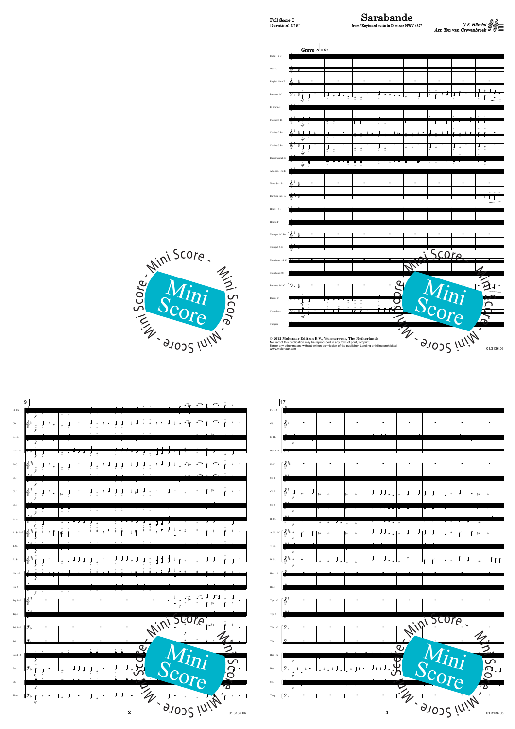Full Score C
Duration: 3'15"

# Sarabande

from "Keyboard suite in D minor HWV 437"

*G.F. Händel*
*Arr. Ton van Grevenbroek*

**Grave** 𝅗𝅥 = 60

© 2012 Molenaar Edition B.V., Wormerveer, The Netherlands
No part of this publication may be reproduced in any form of print, fotoprint,
film or any other means without written permission of the publisher. Lending or hiring prohibited
www.molenaar.com

01.3136.06